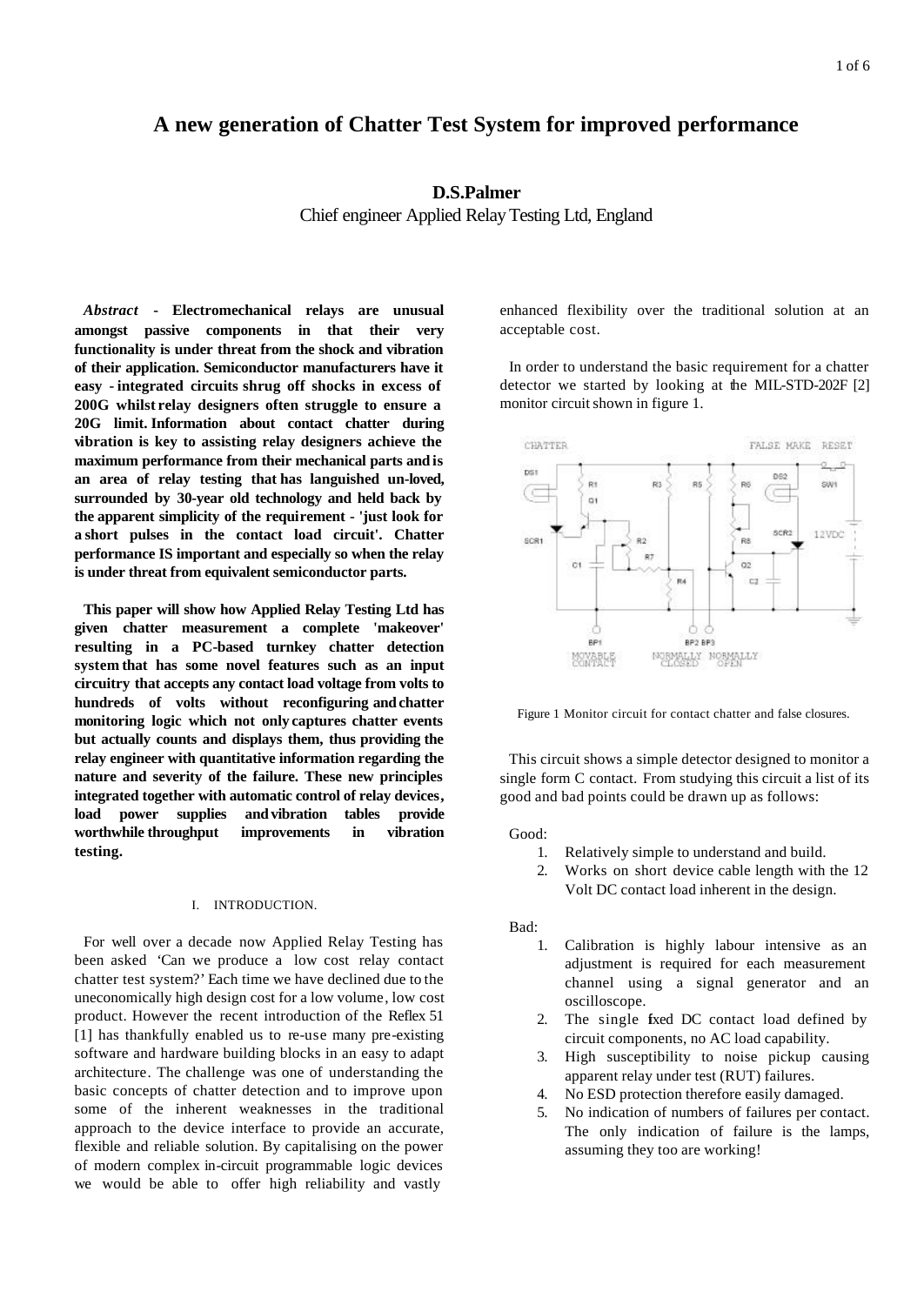# A new generation of Chatter Test System for improved performance

**D.S.Palmer**

Chief engineer Applied Relay Testing Ltd, England

***Abstract*** **- Electromechanical relays are unusual amongst passive components in that their very functionality is under threat from the shock and vibration of their application. Semiconductor manufacturers have it easy - integrated circuits shrug off shocks in excess of 200G whilst relay designers often struggle to ensure a 20G limit. Information about contact chatter during vibration is key to assisting relay designers achieve the maximum performance from their mechanical parts and is an area of relay testing that has languished un-loved, surrounded by 30-year old technology and held back by the apparent simplicity of the requirement - 'just look for a short pulses in the contact load circuit'. Chatter performance IS important and especially so when the relay is under threat from equivalent semiconductor parts.**

**This paper will show how Applied Relay Testing Ltd has given chatter measurement a complete 'makeover' resulting in a PC-based turnkey chatter detection system that has some novel features such as an input circuitry that accepts any contact load voltage from volts to hundreds of volts without reconfiguring and chatter monitoring logic which not only captures chatter events but actually counts and displays them, thus providing the relay engineer with quantitative information regarding the nature and severity of the failure. These new principles integrated together with automatic control of relay devices, load power supplies and vibration tables provide worthwhile throughput improvements in vibration testing.**

## I. INTRODUCTION.

For well over a decade now Applied Relay Testing has been asked 'Can we produce a low cost relay contact chatter test system?' Each time we have declined due to the uneconomically high design cost for a low volume, low cost product. However the recent introduction of the Reflex 51 [1] has thankfully enabled us to re-use many pre-existing software and hardware building blocks in an easy to adapt architecture. The challenge was one of understanding the basic concepts of chatter detection and to improve upon some of the inherent weaknesses in the traditional approach to the device interface to provide an accurate, flexible and reliable solution. By capitalising on the power of modern complex in-circuit programmable logic devices we would be able to offer high reliability and vastly enhanced flexibility over the traditional solution at an acceptable cost.

In order to understand the basic requirement for a chatter detector we started by looking at the MIL-STD-202F [2] monitor circuit shown in figure 1.

Figure 1 Monitor circuit for contact chatter and false closures.

This circuit shows a simple detector designed to monitor a single form C contact. From studying this circuit a list of its good and bad points could be drawn up as follows:

Good:

1. Relatively simple to understand and build.
2. Works on short device cable length with the 12 Volt DC contact load inherent in the design.

Bad:

1. Calibration is highly labour intensive as an adjustment is required for each measurement channel using a signal generator and an oscilloscope.
2. The single fixed DC contact load defined by circuit components, no AC load capability.
3. High susceptibility to noise pickup causing apparent relay under test (RUT) failures.
4. No ESD protection therefore easily damaged.
5. No indication of numbers of failures per contact. The only indication of failure is the lamps, assuming they too are working!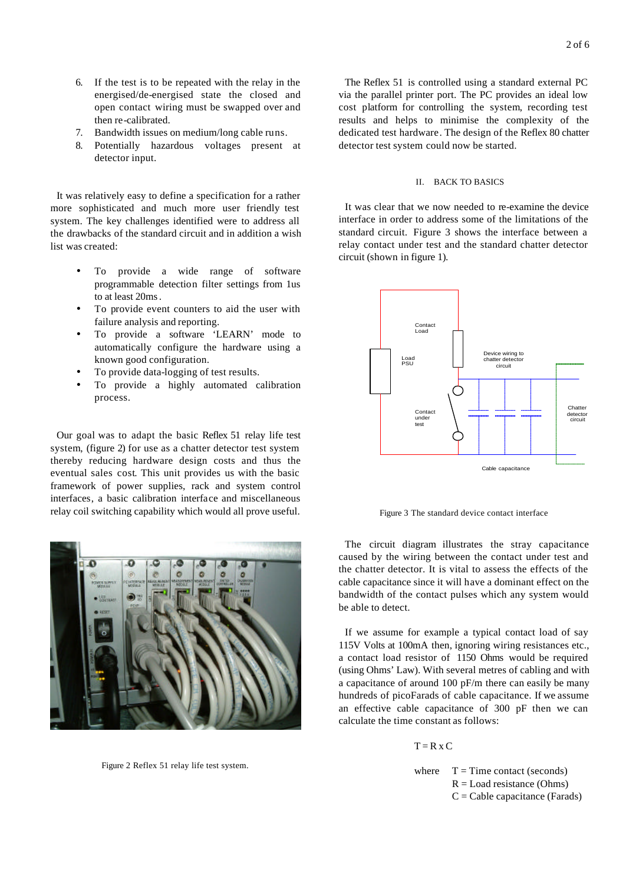6. If the test is to be repeated with the relay in the energised/de-energised state the closed and open contact wiring must be swapped over and then re-calibrated.
7. Bandwidth issues on medium/long cable runs.
8. Potentially hazardous voltages present at detector input.

It was relatively easy to define a specification for a rather more sophisticated and much more user friendly test system. The key challenges identified were to address all the drawbacks of the standard circuit and in addition a wish list was created:

- To provide a wide range of software programmable detection filter settings from 1us to at least 20ms.
- To provide event counters to aid the user with failure analysis and reporting.
- To provide a software 'LEARN' mode to automatically configure the hardware using a known good configuration.
- To provide data-logging of test results.
- To provide a highly automated calibration process.

Our goal was to adapt the basic Reflex 51 relay life test system, (figure 2) for use as a chatter detector test system thereby reducing hardware design costs and thus the eventual sales cost. This unit provides us with the basic framework of power supplies, rack and system control interfaces, a basic calibration interface and miscellaneous relay coil switching capability which would all prove useful.

Figure 2 Reflex 51 relay life test system.

The Reflex 51 is controlled using a standard external PC via the parallel printer port. The PC provides an ideal low cost platform for controlling the system, recording test results and helps to minimise the complexity of the dedicated test hardware. The design of the Reflex 80 chatter detector test system could now be started.

## II. BACK TO BASICS

It was clear that we now needed to re-examine the device interface in order to address some of the limitations of the standard circuit. Figure 3 shows the interface between a relay contact under test and the standard chatter detector circuit (shown in figure 1).

Figure 3 The standard device contact interface

The circuit diagram illustrates the stray capacitance caused by the wiring between the contact under test and the chatter detector. It is vital to assess the effects of the cable capacitance since it will have a dominant effect on the bandwidth of the contact pulses which any system would be able to detect.

If we assume for example a typical contact load of say 115V Volts at 100mA then, ignoring wiring resistances etc., a contact load resistor of 1150 Ohms would be required (using Ohms' Law). With several metres of cabling and with a capacitance of around 100 pF/m there can easily be many hundreds of picoFarads of cable capacitance. If we assume an effective cable capacitance of 300 pF then we can calculate the time constant as follows:

$$T = R \times C$$

where $T$ = Time contact (seconds)
$R$ = Load resistance (Ohms)
$C$ = Cable capacitance (Farads)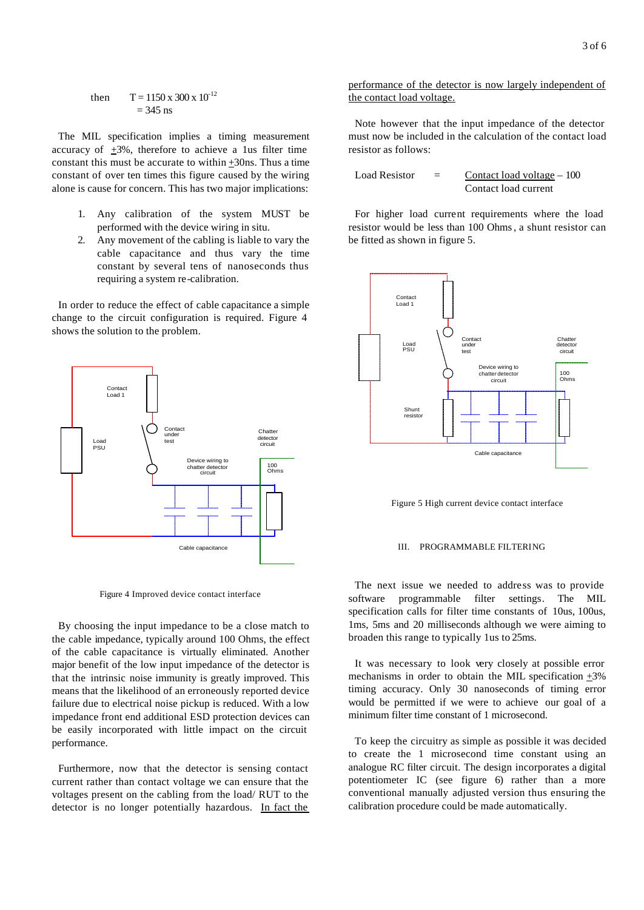then $T = 1150 \times 300 \times 10^{-12}$
$= 345$ ns

The MIL specification implies a timing measurement accuracy of ±3%, therefore to achieve a 1us filter time constant this must be accurate to within ±30ns. Thus a time constant of over ten times this figure caused by the wiring alone is cause for concern. This has two major implications:

1. Any calibration of the system MUST be performed with the device wiring in situ.
2. Any movement of the cabling is liable to vary the cable capacitance and thus vary the time constant by several tens of nanoseconds thus requiring a system re-calibration.

In order to reduce the effect of cable capacitance a simple change to the circuit configuration is required. Figure 4 shows the solution to the problem.

Figure 4 Improved device contact interface

By choosing the input impedance to be a close match to the cable impedance, typically around 100 Ohms, the effect of the cable capacitance is virtually eliminated. Another major benefit of the low input impedance of the detector is that the intrinsic noise immunity is greatly improved. This means that the likelihood of an erroneously reported device failure due to electrical noise pickup is reduced. With a low impedance front end additional ESD protection devices can be easily incorporated with little impact on the circuit performance.

Furthermore, now that the detector is sensing contact current rather than contact voltage we can ensure that the voltages present on the cabling from the load/ RUT to the detector is no longer potentially hazardous. <u>In fact the performance of the detector is now largely independent of the contact load voltage.</u>

Note however that the input impedance of the detector must now be included in the calculation of the contact load resistor as follows:

$$\text{Load Resistor} = \frac{\text{Contact load voltage}}{\text{Contact load current}} - 100$$

For higher load current requirements where the load resistor would be less than 100 Ohms, a shunt resistor can be fitted as shown in figure 5.

Figure 5 High current device contact interface

## III. PROGRAMMABLE FILTERING

The next issue we needed to address was to provide software programmable filter settings. The MIL specification calls for filter time constants of 10us, 100us, 1ms, 5ms and 20 milliseconds although we were aiming to broaden this range to typically 1us to 25ms.

It was necessary to look very closely at possible error mechanisms in order to obtain the MIL specification ±3% timing accuracy. Only 30 nanoseconds of timing error would be permitted if we were to achieve our goal of a minimum filter time constant of 1 microsecond.

To keep the circuitry as simple as possible it was decided to create the 1 microsecond time constant using an analogue RC filter circuit. The design incorporates a digital potentiometer IC (see figure 6) rather than a more conventional manually adjusted version thus ensuring the calibration procedure could be made automatically.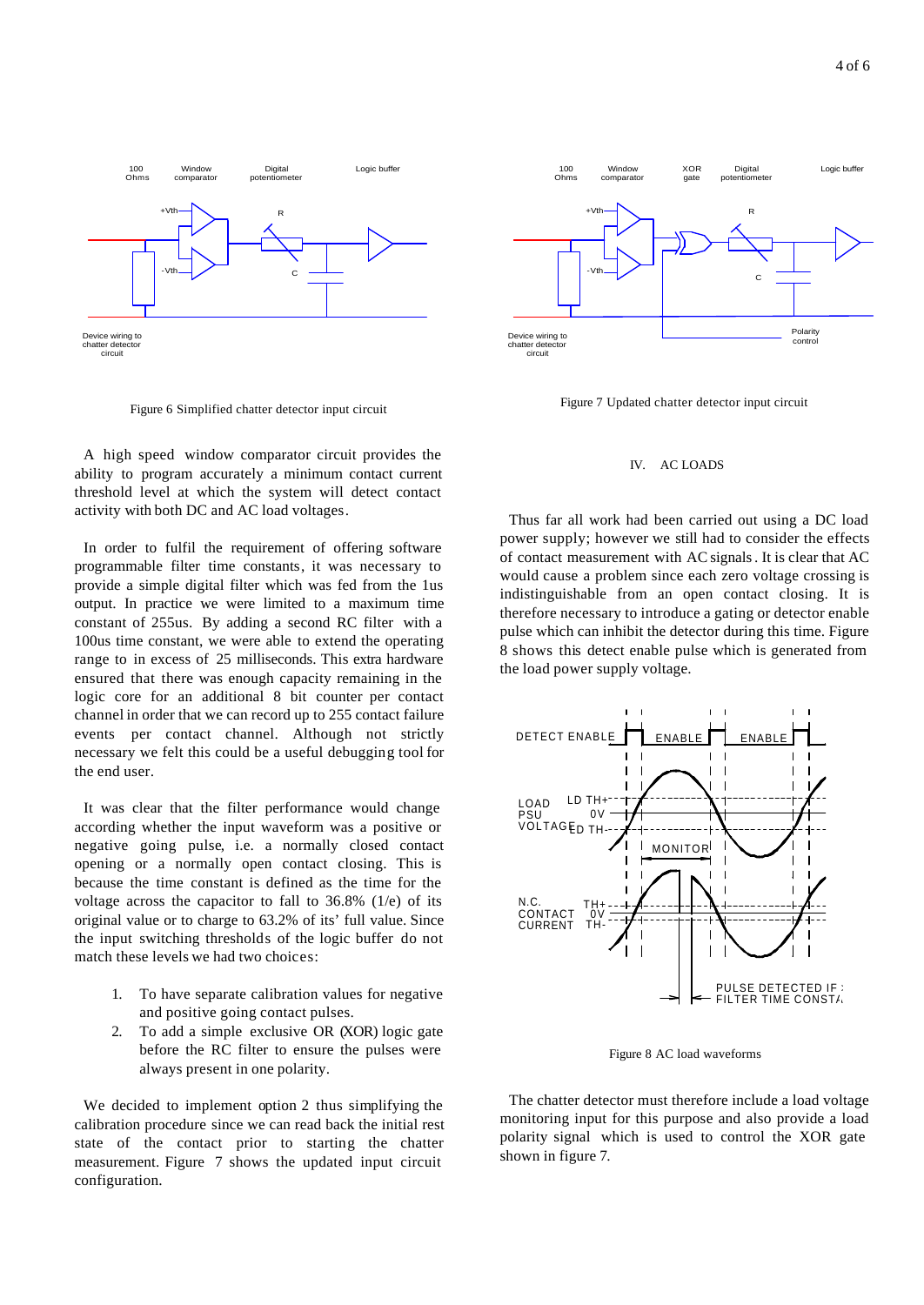Figure 6 Simplified chatter detector input circuit

A high speed window comparator circuit provides the ability to program accurately a minimum contact current threshold level at which the system will detect contact activity with both DC and AC load voltages.

In order to fulfil the requirement of offering software programmable filter time constants, it was necessary to provide a simple digital filter which was fed from the 1us output. In practice we were limited to a maximum time constant of 255us. By adding a second RC filter with a 100us time constant, we were able to extend the operating range to in excess of 25 milliseconds. This extra hardware ensured that there was enough capacity remaining in the logic core for an additional 8 bit counter per contact channel in order that we can record up to 255 contact failure events per contact channel. Although not strictly necessary we felt this could be a useful debugging tool for the end user.

It was clear that the filter performance would change according whether the input waveform was a positive or negative going pulse, i.e. a normally closed contact opening or a normally open contact closing. This is because the time constant is defined as the time for the voltage across the capacitor to fall to 36.8% (1/e) of its original value or to charge to 63.2% of its' full value. Since the input switching thresholds of the logic buffer do not match these levels we had two choices:

1. To have separate calibration values for negative and positive going contact pulses.
2. To add a simple exclusive OR (XOR) logic gate before the RC filter to ensure the pulses were always present in one polarity.

We decided to implement option 2 thus simplifying the calibration procedure since we can read back the initial rest state of the contact prior to starting the chatter measurement. Figure 7 shows the updated input circuit configuration.

Figure 7 Updated chatter detector input circuit

## IV. AC LOADS

Thus far all work had been carried out using a DC load power supply; however we still had to consider the effects of contact measurement with AC signals. It is clear that AC would cause a problem since each zero voltage crossing is indistinguishable from an open contact closing. It is therefore necessary to introduce a gating or detector enable pulse which can inhibit the detector during this time. Figure 8 shows this detect enable pulse which is generated from the load power supply voltage.

Figure 8 AC load waveforms

The chatter detector must therefore include a load voltage monitoring input for this purpose and also provide a load polarity signal which is used to control the XOR gate shown in figure 7.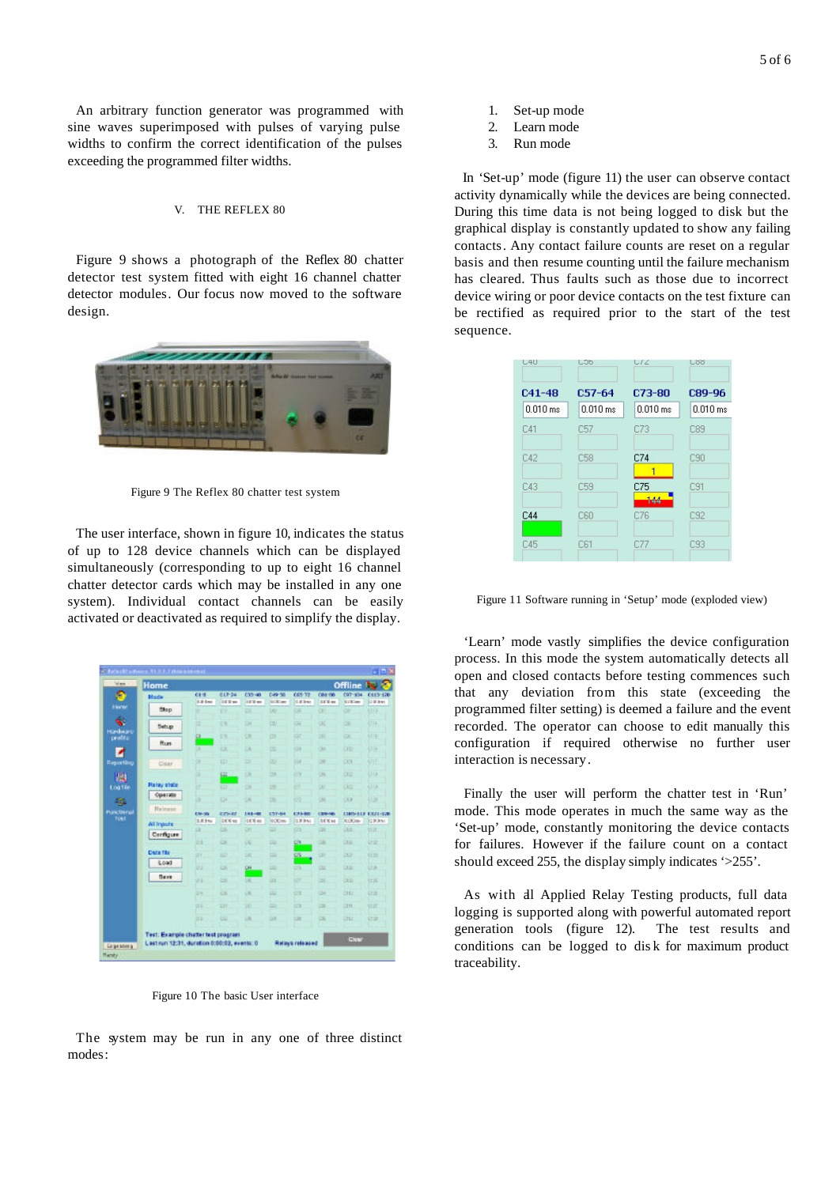An arbitrary function generator was programmed with sine waves superimposed with pulses of varying pulse widths to confirm the correct identification of the pulses exceeding the programmed filter widths.

## V. THE REFLEX 80

Figure 9 shows a photograph of the Reflex 80 chatter detector test system fitted with eight 16 channel chatter detector modules. Our focus now moved to the software design.

Figure 9 The Reflex 80 chatter test system

The user interface, shown in figure 10, indicates the status of up to 128 device channels which can be displayed simultaneously (corresponding to up to eight 16 channel chatter detector cards which may be installed in any one system). Individual contact channels can be easily activated or deactivated as required to simplify the display.

Figure 10 The basic User interface

The system may be run in any one of three distinct modes:

1. Set-up mode
2. Learn mode
3. Run mode

In 'Set-up' mode (figure 11) the user can observe contact activity dynamically while the devices are being connected. During this time data is not being logged to disk but the graphical display is constantly updated to show any failing contacts. Any contact failure counts are reset on a regular basis and then resume counting until the failure mechanism has cleared. Thus faults such as those due to incorrect device wiring or poor device contacts on the test fixture can be rectified as required prior to the start of the test sequence.

Figure 11 Software running in 'Setup' mode (exploded view)

'Learn' mode vastly simplifies the device configuration process. In this mode the system automatically detects all open and closed contacts before testing commences such that any deviation from this state (exceeding the programmed filter setting) is deemed a failure and the event recorded. The operator can choose to edit manually this configuration if required otherwise no further user interaction is necessary.

Finally the user will perform the chatter test in 'Run' mode. This mode operates in much the same way as the 'Set-up' mode, constantly monitoring the device contacts for failures. However if the failure count on a contact should exceed 255, the display simply indicates '>255'.

As with all Applied Relay Testing products, full data logging is supported along with powerful automated report generation tools (figure 12). The test results and conditions can be logged to disk for maximum product traceability.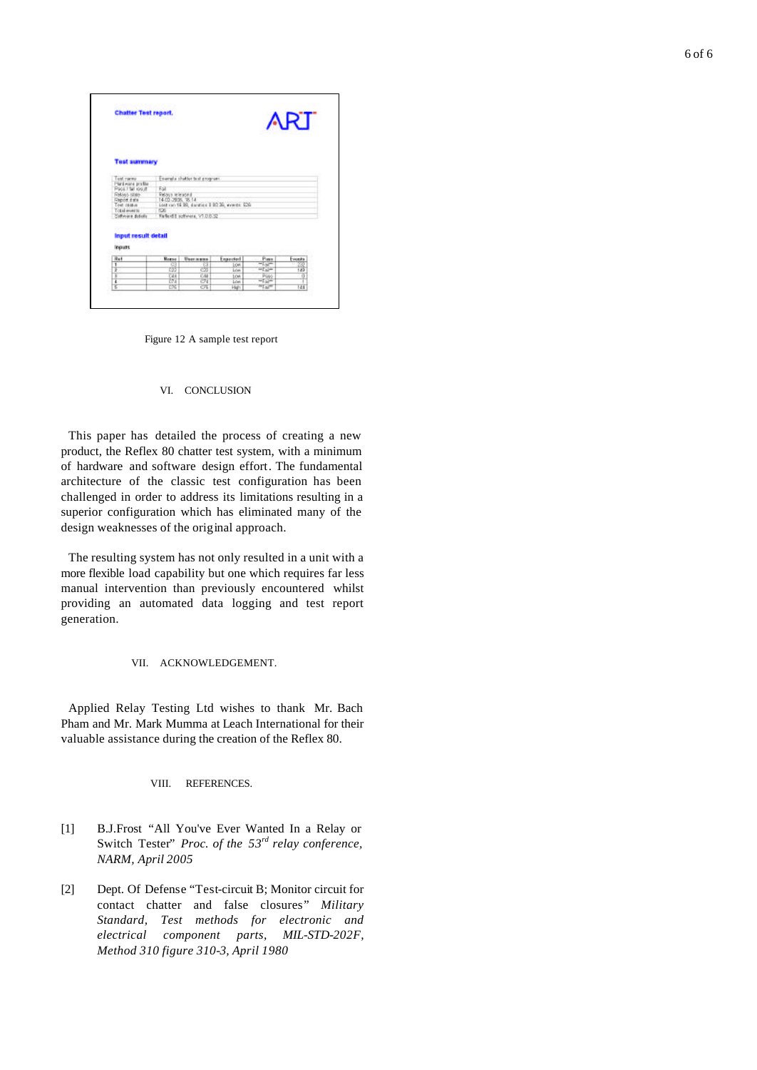Figure 12 A sample test report

## VI. CONCLUSION

This paper has detailed the process of creating a new product, the Reflex 80 chatter test system, with a minimum of hardware and software design effort. The fundamental architecture of the classic test configuration has been challenged in order to address its limitations resulting in a superior configuration which has eliminated many of the design weaknesses of the original approach.

The resulting system has not only resulted in a unit with a more flexible load capability but one which requires far less manual intervention than previously encountered whilst providing an automated data logging and test report generation.

## VII. ACKNOWLEDGEMENT.

Applied Relay Testing Ltd wishes to thank Mr. Bach Pham and Mr. Mark Mumma at Leach International for their valuable assistance during the creation of the Reflex 80.

## VIII. REFERENCES.

[1] B.J.Frost "All You've Ever Wanted In a Relay or Switch Tester" *Proc. of the 53rd relay conference, NARM, April 2005*

[2] Dept. Of Defense "Test-circuit B; Monitor circuit for contact chatter and false closures" *Military Standard, Test methods for electronic and electrical component parts, MIL-STD-202F, Method 310 figure 310-3, April 1980*